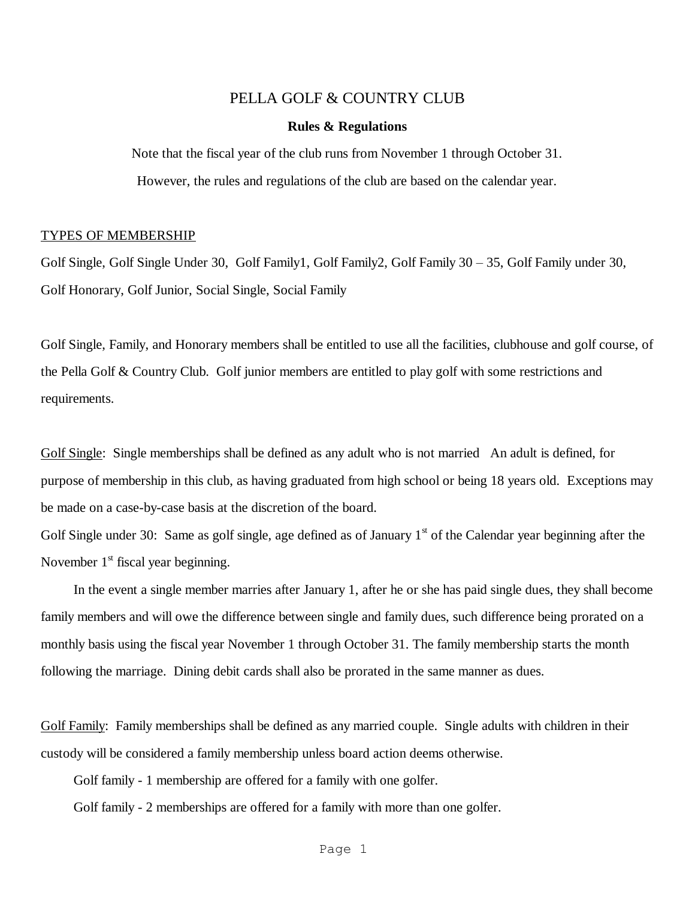# PELLA GOLF & COUNTRY CLUB

**Rules & Regulations**

Note that the fiscal year of the club runs from November 1 through October 31.

However, the rules and regulations of the club are based on the calendar year.

## TYPES OF MEMBERSHIP

Golf Single, Golf Single Under 30, Golf Family1, Golf Family2, Golf Family 30 – 35, Golf Family under 30, Golf Honorary, Golf Junior, Social Single, Social Family

Golf Single, Family, and Honorary members shall be entitled to use all the facilities, clubhouse and golf course, of the Pella Golf & Country Club. Golf junior members are entitled to play golf with some restrictions and requirements.

Golf Single: Single memberships shall be defined as any adult who is not married An adult is defined, for purpose of membership in this club, as having graduated from high school or being 18 years old. Exceptions may be made on a case-by-case basis at the discretion of the board.

Golf Single under 30: Same as golf single, age defined as of January 1st of the Calendar year beginning after the November 1st fiscal year beginning.

In the event a single member marries after January 1, after he or she has paid single dues, they shall become family members and will owe the difference between single and family dues, such difference being prorated on a monthly basis using the fiscal year November 1 through October 31. The family membership starts the month following the marriage. Dining debit cards shall also be prorated in the same manner as dues.

Golf Family: Family memberships shall be defined as any married couple. Single adults with children in their custody will be considered a family membership unless board action deems otherwise.

Golf family - 1 membership are offered for a family with one golfer.

Golf family - 2 memberships are offered for a family with more than one golfer.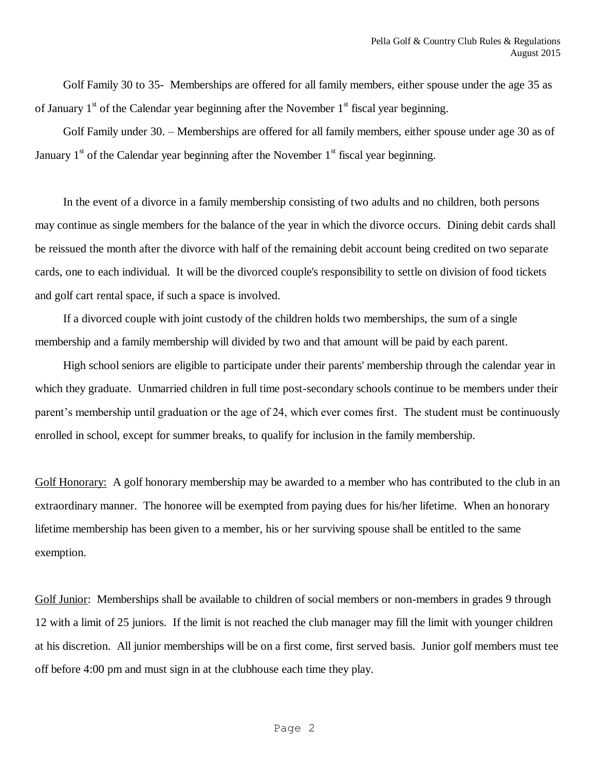Golf Family 30 to 35- Memberships are offered for all family members, either spouse under the age 35 as of January 1st of the Calendar year beginning after the November 1st fiscal year beginning.

Golf Family under 30. – Memberships are offered for all family members, either spouse under age 30 as of January 1st of the Calendar year beginning after the November 1st fiscal year beginning.

In the event of a divorce in a family membership consisting of two adults and no children, both persons may continue as single members for the balance of the year in which the divorce occurs. Dining debit cards shall be reissued the month after the divorce with half of the remaining debit account being credited on two separate cards, one to each individual. It will be the divorced couple's responsibility to settle on division of food tickets and golf cart rental space, if such a space is involved.

If a divorced couple with joint custody of the children holds two memberships, the sum of a single membership and a family membership will divided by two and that amount will be paid by each parent.

High school seniors are eligible to participate under their parents' membership through the calendar year in which they graduate. Unmarried children in full time post-secondary schools continue to be members under their parent's membership until graduation or the age of 24, which ever comes first. The student must be continuously enrolled in school, except for summer breaks, to qualify for inclusion in the family membership.

<u>Golf Honorary:</u> A golf honorary membership may be awarded to a member who has contributed to the club in an extraordinary manner. The honoree will be exempted from paying dues for his/her lifetime. When an honorary lifetime membership has been given to a member, his or her surviving spouse shall be entitled to the same exemption.

<u>Golf Junior</u>: Memberships shall be available to children of social members or non-members in grades 9 through 12 with a limit of 25 juniors. If the limit is not reached the club manager may fill the limit with younger children at his discretion. All junior memberships will be on a first come, first served basis. Junior golf members must tee off before 4:00 pm and must sign in at the clubhouse each time they play.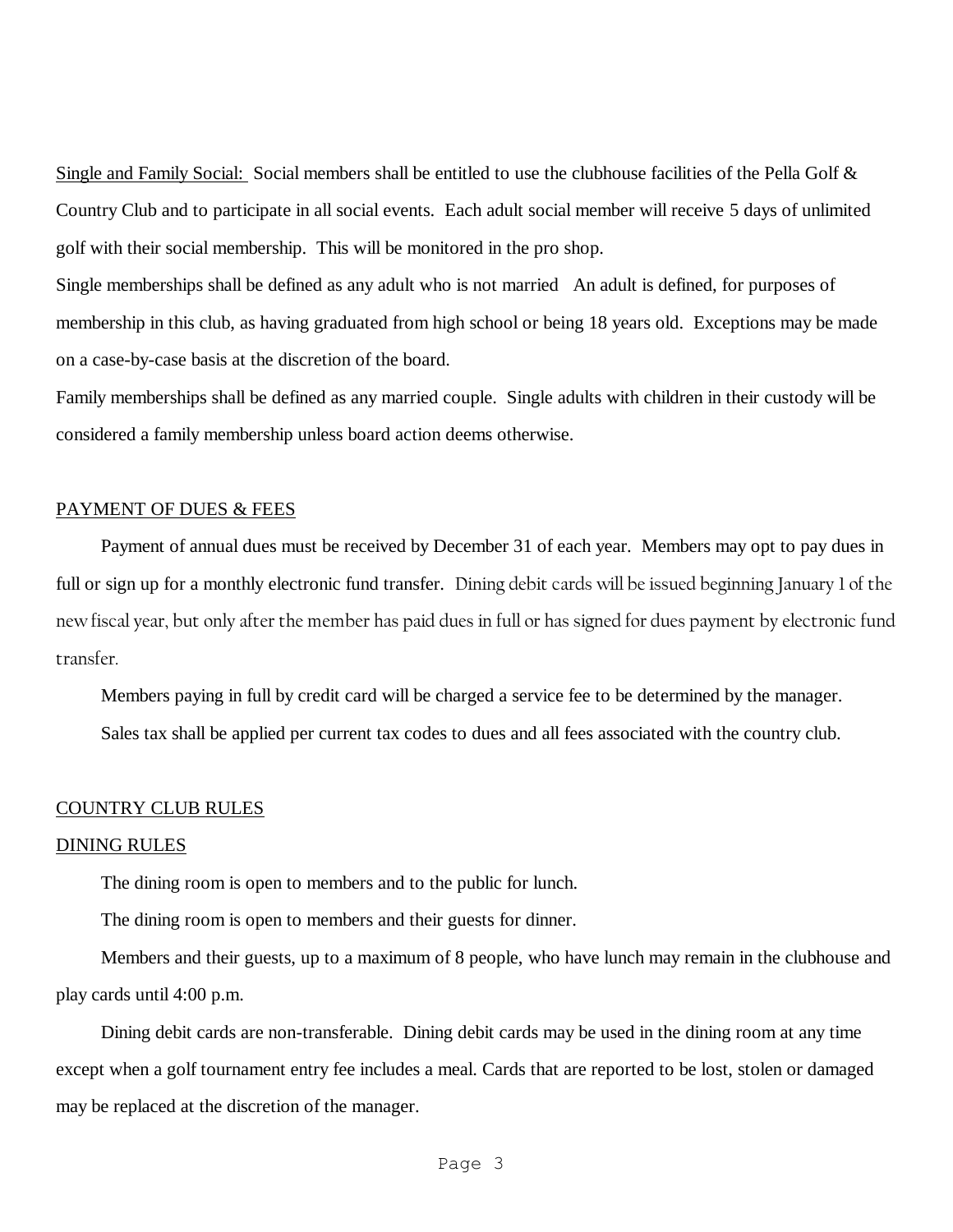Single and Family Social: Social members shall be entitled to use the clubhouse facilities of the Pella Golf & Country Club and to participate in all social events. Each adult social member will receive 5 days of unlimited golf with their social membership. This will be monitored in the pro shop.

Single memberships shall be defined as any adult who is not married An adult is defined, for purposes of membership in this club, as having graduated from high school or being 18 years old. Exceptions may be made on a case-by-case basis at the discretion of the board.

Family memberships shall be defined as any married couple. Single adults with children in their custody will be considered a family membership unless board action deems otherwise.

## PAYMENT OF DUES & FEES

Payment of annual dues must be received by December 31 of each year. Members may opt to pay dues in full or sign up for a monthly electronic fund transfer. Dining debit cards will be issued beginning January 1 of the new fiscal year, but only after the member has paid dues in full or has signed for dues payment by electronic fund transfer.

Members paying in full by credit card will be charged a service fee to be determined by the manager.

Sales tax shall be applied per current tax codes to dues and all fees associated with the country club.

## COUNTRY CLUB RULES

### DINING RULES

The dining room is open to members and to the public for lunch.

The dining room is open to members and their guests for dinner.

Members and their guests, up to a maximum of 8 people, who have lunch may remain in the clubhouse and play cards until 4:00 p.m.

Dining debit cards are non-transferable. Dining debit cards may be used in the dining room at any time except when a golf tournament entry fee includes a meal. Cards that are reported to be lost, stolen or damaged may be replaced at the discretion of the manager.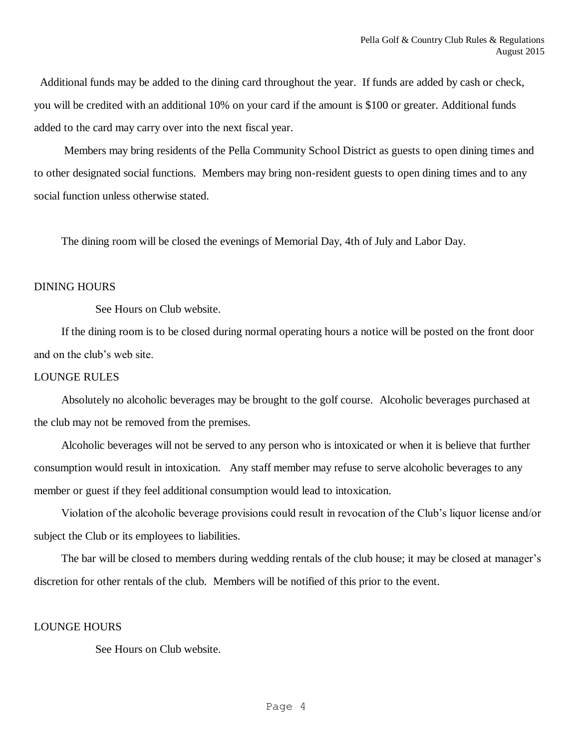Additional funds may be added to the dining card throughout the year. If funds are added by cash or check, you will be credited with an additional 10% on your card if the amount is $100 or greater. Additional funds added to the card may carry over into the next fiscal year.

Members may bring residents of the Pella Community School District as guests to open dining times and to other designated social functions. Members may bring non-resident guests to open dining times and to any social function unless otherwise stated.

The dining room will be closed the evenings of Memorial Day, 4th of July and Labor Day.

## DINING HOURS

See Hours on Club website.

If the dining room is to be closed during normal operating hours a notice will be posted on the front door and on the club's web site.

## LOUNGE RULES

Absolutely no alcoholic beverages may be brought to the golf course. Alcoholic beverages purchased at the club may not be removed from the premises.

Alcoholic beverages will not be served to any person who is intoxicated or when it is believe that further consumption would result in intoxication. Any staff member may refuse to serve alcoholic beverages to any member or guest if they feel additional consumption would lead to intoxication.

Violation of the alcoholic beverage provisions could result in revocation of the Club's liquor license and/or subject the Club or its employees to liabilities.

The bar will be closed to members during wedding rentals of the club house; it may be closed at manager's discretion for other rentals of the club. Members will be notified of this prior to the event.

## LOUNGE HOURS

See Hours on Club website.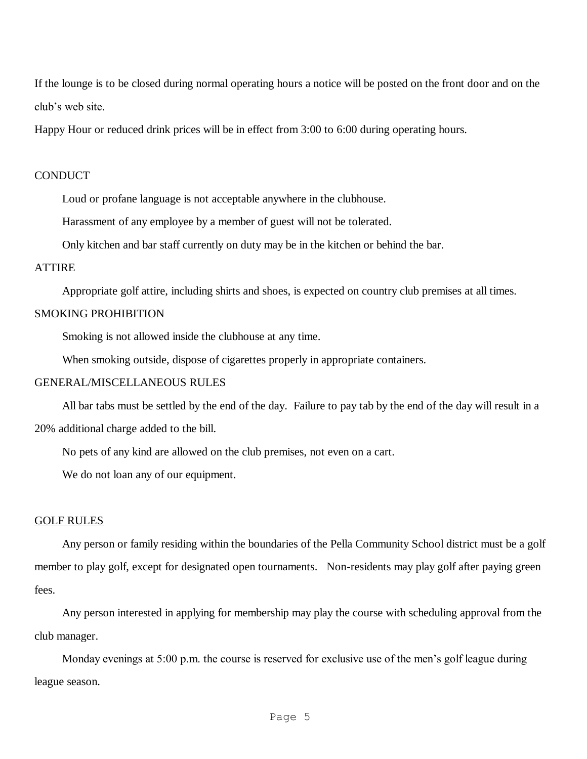If the lounge is to be closed during normal operating hours a notice will be posted on the front door and on the club's web site.

Happy Hour or reduced drink prices will be in effect from 3:00 to 6:00 during operating hours.

CONDUCT

Loud or profane language is not acceptable anywhere in the clubhouse.

Harassment of any employee by a member of guest will not be tolerated.

Only kitchen and bar staff currently on duty may be in the kitchen or behind the bar.

ATTIRE

Appropriate golf attire, including shirts and shoes, is expected on country club premises at all times.

SMOKING PROHIBITION

Smoking is not allowed inside the clubhouse at any time.

When smoking outside, dispose of cigarettes properly in appropriate containers.

GENERAL/MISCELLANEOUS RULES

All bar tabs must be settled by the end of the day. Failure to pay tab by the end of the day will result in a 20% additional charge added to the bill.

No pets of any kind are allowed on the club premises, not even on a cart.

We do not loan any of our equipment.

<u>GOLF RULES</u>

Any person or family residing within the boundaries of the Pella Community School district must be a golf member to play golf, except for designated open tournaments. Non-residents may play golf after paying green fees.

Any person interested in applying for membership may play the course with scheduling approval from the club manager.

Monday evenings at 5:00 p.m. the course is reserved for exclusive use of the men's golf league during league season.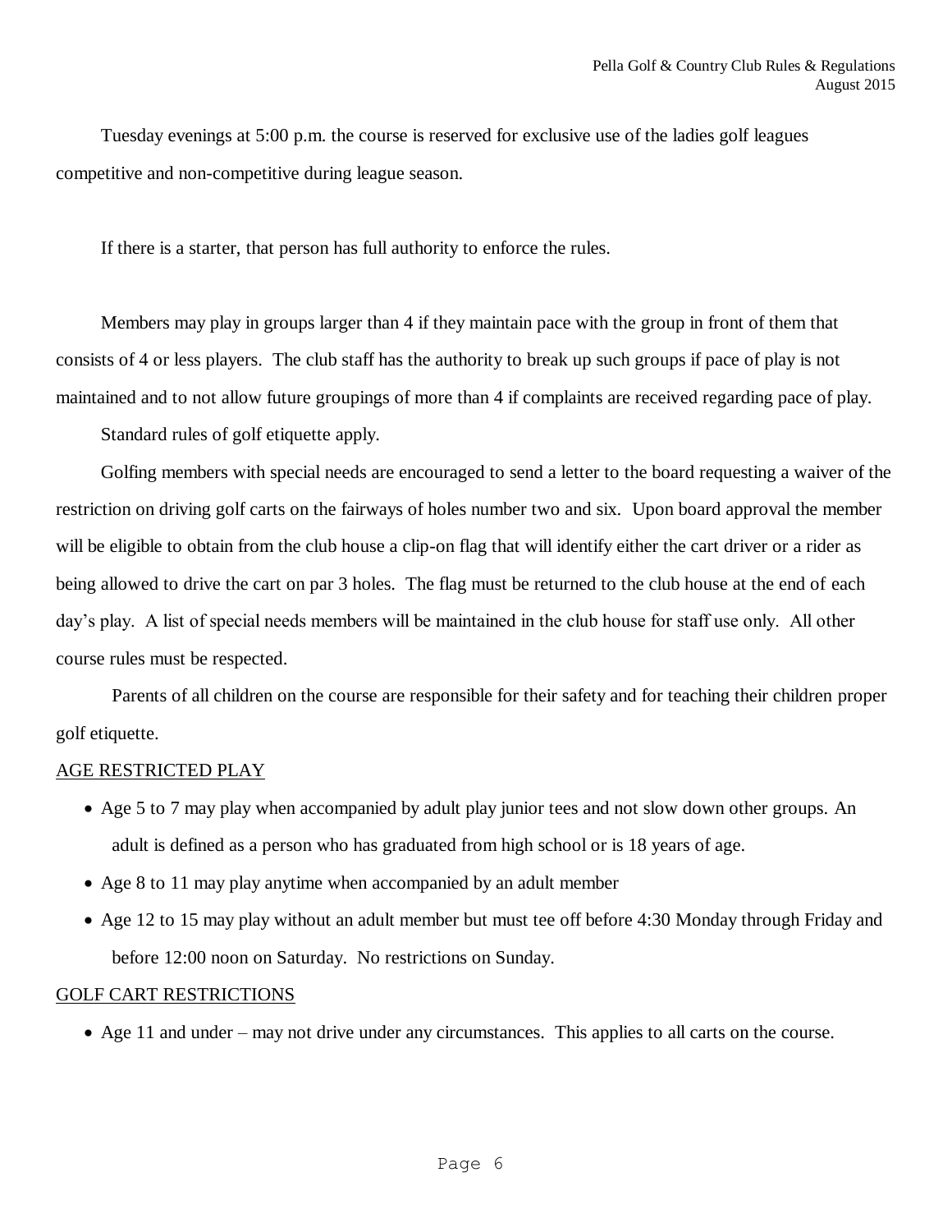Tuesday evenings at 5:00 p.m. the course is reserved for exclusive use of the ladies golf leagues competitive and non-competitive during league season.

If there is a starter, that person has full authority to enforce the rules.

Members may play in groups larger than 4 if they maintain pace with the group in front of them that consists of 4 or less players. The club staff has the authority to break up such groups if pace of play is not maintained and to not allow future groupings of more than 4 if complaints are received regarding pace of play.

Standard rules of golf etiquette apply.

Golfing members with special needs are encouraged to send a letter to the board requesting a waiver of the restriction on driving golf carts on the fairways of holes number two and six. Upon board approval the member will be eligible to obtain from the club house a clip-on flag that will identify either the cart driver or a rider as being allowed to drive the cart on par 3 holes. The flag must be returned to the club house at the end of each day's play. A list of special needs members will be maintained in the club house for staff use only. All other course rules must be respected.

Parents of all children on the course are responsible for their safety and for teaching their children proper golf etiquette.

<u>AGE RESTRICTED PLAY</u>

- Age 5 to 7 may play when accompanied by adult play junior tees and not slow down other groups. An adult is defined as a person who has graduated from high school or is 18 years of age.
- Age 8 to 11 may play anytime when accompanied by an adult member
- Age 12 to 15 may play without an adult member but must tee off before 4:30 Monday through Friday and before 12:00 noon on Saturday. No restrictions on Sunday.

<u>GOLF CART RESTRICTIONS</u>

- Age 11 and under – may not drive under any circumstances. This applies to all carts on the course.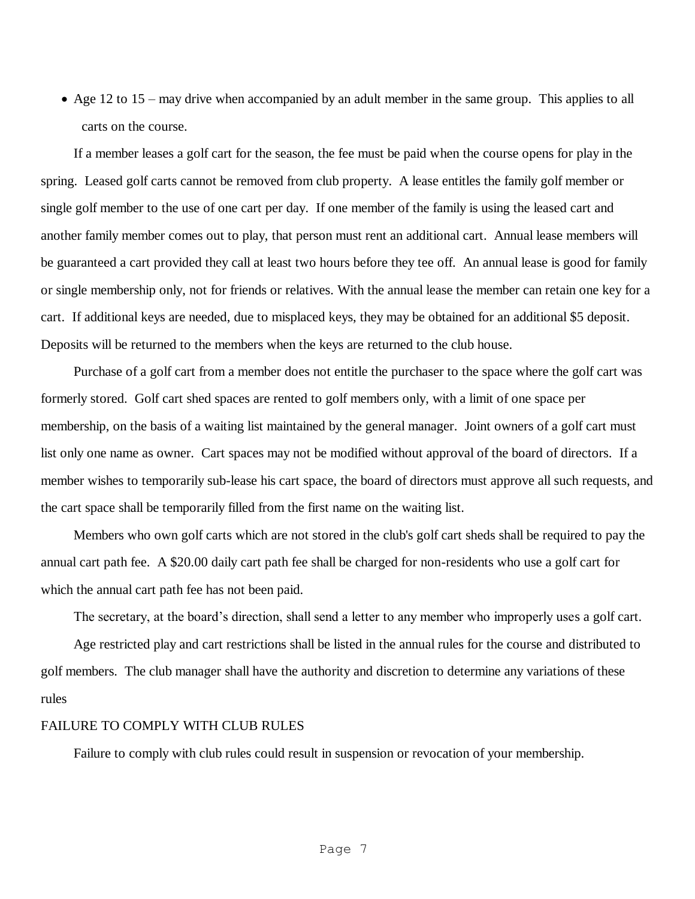- Age 12 to 15 – may drive when accompanied by an adult member in the same group. This applies to all carts on the course.

If a member leases a golf cart for the season, the fee must be paid when the course opens for play in the spring. Leased golf carts cannot be removed from club property. A lease entitles the family golf member or single golf member to the use of one cart per day. If one member of the family is using the leased cart and another family member comes out to play, that person must rent an additional cart. Annual lease members will be guaranteed a cart provided they call at least two hours before they tee off. An annual lease is good for family or single membership only, not for friends or relatives. With the annual lease the member can retain one key for a cart. If additional keys are needed, due to misplaced keys, they may be obtained for an additional $5 deposit. Deposits will be returned to the members when the keys are returned to the club house.

Purchase of a golf cart from a member does not entitle the purchaser to the space where the golf cart was formerly stored. Golf cart shed spaces are rented to golf members only, with a limit of one space per membership, on the basis of a waiting list maintained by the general manager. Joint owners of a golf cart must list only one name as owner. Cart spaces may not be modified without approval of the board of directors. If a member wishes to temporarily sub-lease his cart space, the board of directors must approve all such requests, and the cart space shall be temporarily filled from the first name on the waiting list.

Members who own golf carts which are not stored in the club's golf cart sheds shall be required to pay the annual cart path fee. A $20.00 daily cart path fee shall be charged for non-residents who use a golf cart for which the annual cart path fee has not been paid.

The secretary, at the board's direction, shall send a letter to any member who improperly uses a golf cart.

Age restricted play and cart restrictions shall be listed in the annual rules for the course and distributed to golf members. The club manager shall have the authority and discretion to determine any variations of these rules

## FAILURE TO COMPLY WITH CLUB RULES

Failure to comply with club rules could result in suspension or revocation of your membership.